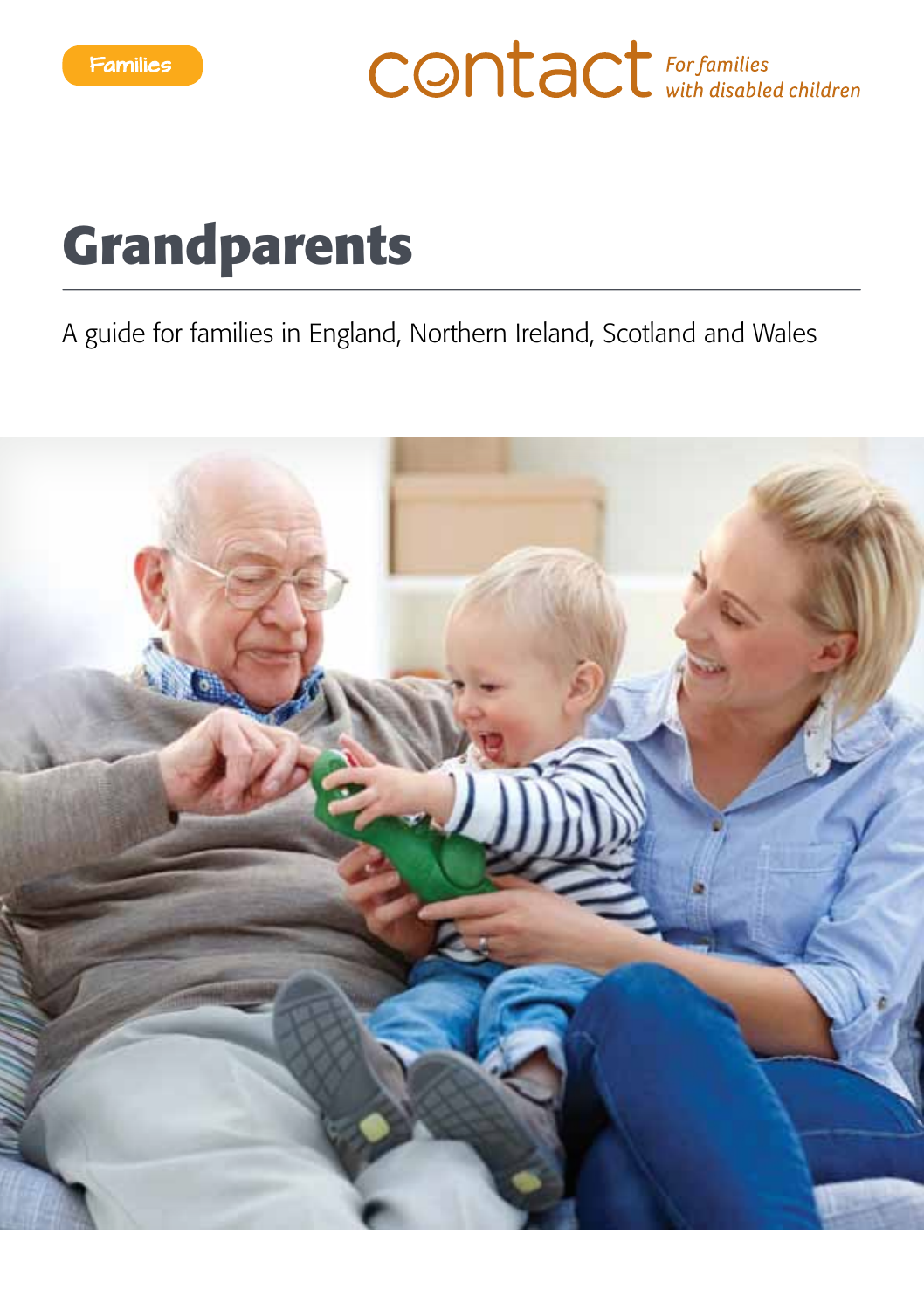Families

contact *For families with disabled children*

# Grandparents

A guide for families in England, Northern Ireland, Scotland and Wales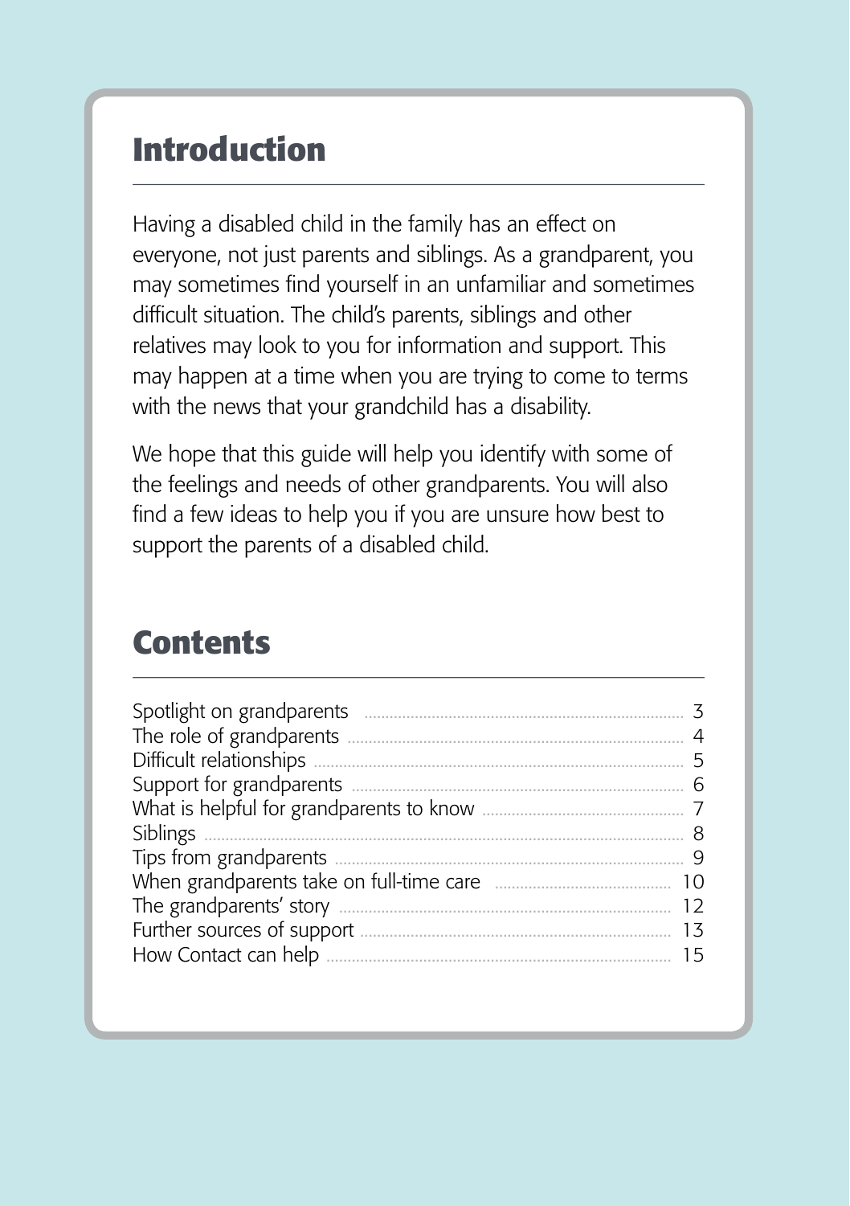## Introduction

Having a disabled child in the family has an effect on everyone, not just parents and siblings. As a grandparent, you may sometimes find yourself in an unfamiliar and sometimes difficult situation. The child's parents, siblings and other relatives may look to you for information and support. This may happen at a time when you are trying to come to terms with the news that your grandchild has a disability.

We hope that this guide will help you identify with some of the feelings and needs of other grandparents. You will also find a few ideas to help you if you are unsure how best to support the parents of a disabled child.

## Contents

| | |
|---|---|
| Spotlight on grandparents | 3 |
| The role of grandparents | 4 |
| Difficult relationships | 5 |
| Support for grandparents | 6 |
| What is helpful for grandparents to know | 7 |
| Siblings | 8 |
| Tips from grandparents | 9 |
| When grandparents take on full-time care | 10 |
| The grandparents' story | 12 |
| Further sources of support | 13 |
| How Contact can help | 15 |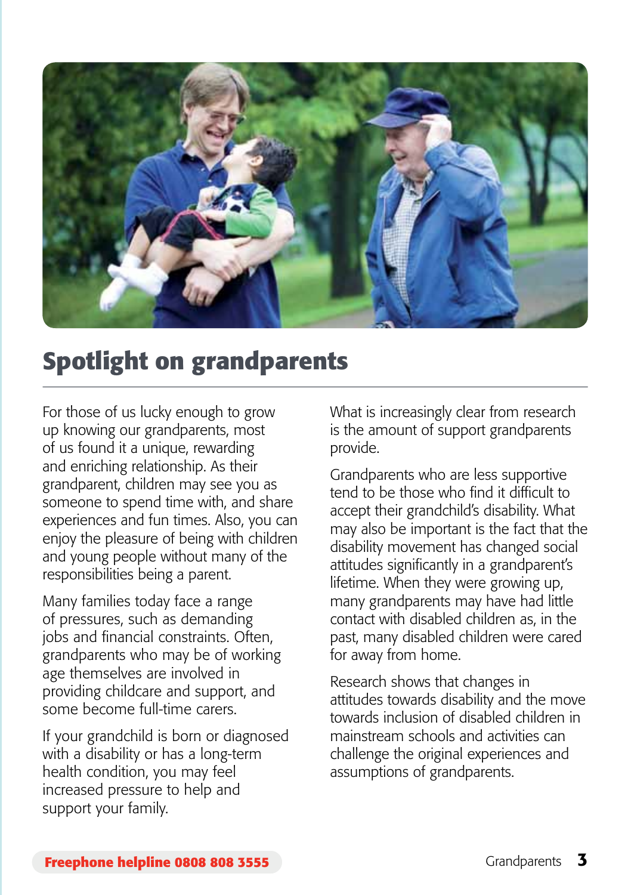# Spotlight on grandparents

For those of us lucky enough to grow up knowing our grandparents, most of us found it a unique, rewarding and enriching relationship. As their grandparent, children may see you as someone to spend time with, and share experiences and fun times. Also, you can enjoy the pleasure of being with children and young people without many of the responsibilities being a parent.

Many families today face a range of pressures, such as demanding jobs and financial constraints. Often, grandparents who may be of working age themselves are involved in providing childcare and support, and some become full-time carers.

If your grandchild is born or diagnosed with a disability or has a long-term health condition, you may feel increased pressure to help and support your family.

What is increasingly clear from research is the amount of support grandparents provide.

Grandparents who are less supportive tend to be those who find it difficult to accept their grandchild's disability. What may also be important is the fact that the disability movement has changed social attitudes significantly in a grandparent's lifetime. When they were growing up, many grandparents may have had little contact with disabled children as, in the past, many disabled children were cared for away from home.

Research shows that changes in attitudes towards disability and the move towards inclusion of disabled children in mainstream schools and activities can challenge the original experiences and assumptions of grandparents.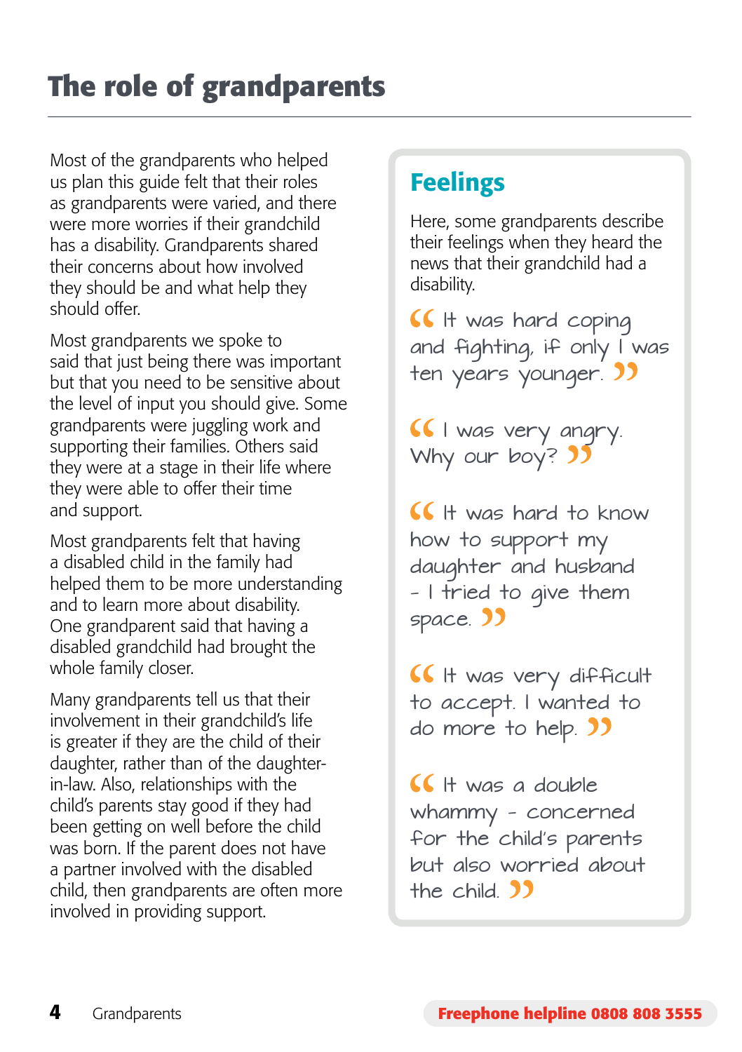# The role of grandparents

Most of the grandparents who helped us plan this guide felt that their roles as grandparents were varied, and there were more worries if their grandchild has a disability. Grandparents shared their concerns about how involved they should be and what help they should offer.

Most grandparents we spoke to said that just being there was important but that you need to be sensitive about the level of input you should give. Some grandparents were juggling work and supporting their families. Others said they were at a stage in their life where they were able to offer their time and support.

Most grandparents felt that having a disabled child in the family had helped them to be more understanding and to learn more about disability. One grandparent said that having a disabled grandchild had brought the whole family closer.

Many grandparents tell us that their involvement in their grandchild's life is greater if they are the child of their daughter, rather than of the daughter-in-law. Also, relationships with the child's parents stay good if they had been getting on well before the child was born. If the parent does not have a partner involved with the disabled child, then grandparents are often more involved in providing support.

## Feelings

Here, some grandparents describe their feelings when they heard the news that their grandchild had a disability.

"It was hard coping and fighting, if only I was ten years younger."

"I was very angry. Why our boy?"

"It was hard to know how to support my daughter and husband - I tried to give them space."

"It was very difficult to accept. I wanted to do more to help."

"It was a double whammy - concerned for the child's parents but also worried about the child."

**Freephone helpline 0808 808 3555**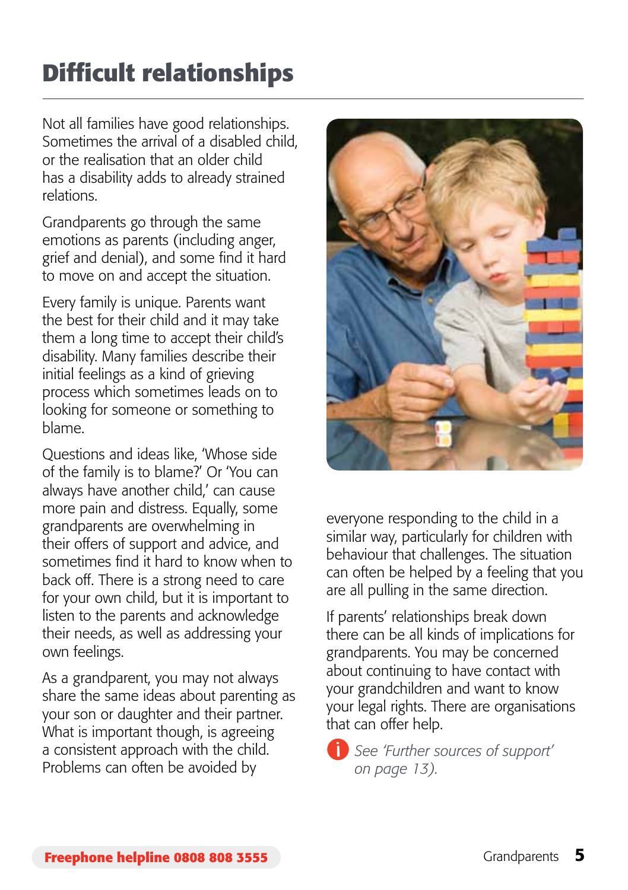# Difficult relationships

Not all families have good relationships. Sometimes the arrival of a disabled child, or the realisation that an older child has a disability adds to already strained relations.

Grandparents go through the same emotions as parents (including anger, grief and denial), and some find it hard to move on and accept the situation.

Every family is unique. Parents want the best for their child and it may take them a long time to accept their child's disability. Many families describe their initial feelings as a kind of grieving process which sometimes leads on to looking for someone or something to blame.

Questions and ideas like, 'Whose side of the family is to blame?' Or 'You can always have another child,' can cause more pain and distress. Equally, some grandparents are overwhelming in their offers of support and advice, and sometimes find it hard to know when to back off. There is a strong need to care for your own child, but it is important to listen to the parents and acknowledge their needs, as well as addressing your own feelings.

As a grandparent, you may not always share the same ideas about parenting as your son or daughter and their partner. What is important though, is agreeing a consistent approach with the child. Problems can often be avoided by everyone responding to the child in a similar way, particularly for children with behaviour that challenges. The situation can often be helped by a feeling that you are all pulling in the same direction.

If parents' relationships break down there can be all kinds of implications for grandparents. You may be concerned about continuing to have contact with your grandchildren and want to know your legal rights. There are organisations that can offer help.

*See 'Further sources of support' on page 13).*

**Freephone helpline 0808 808 3555**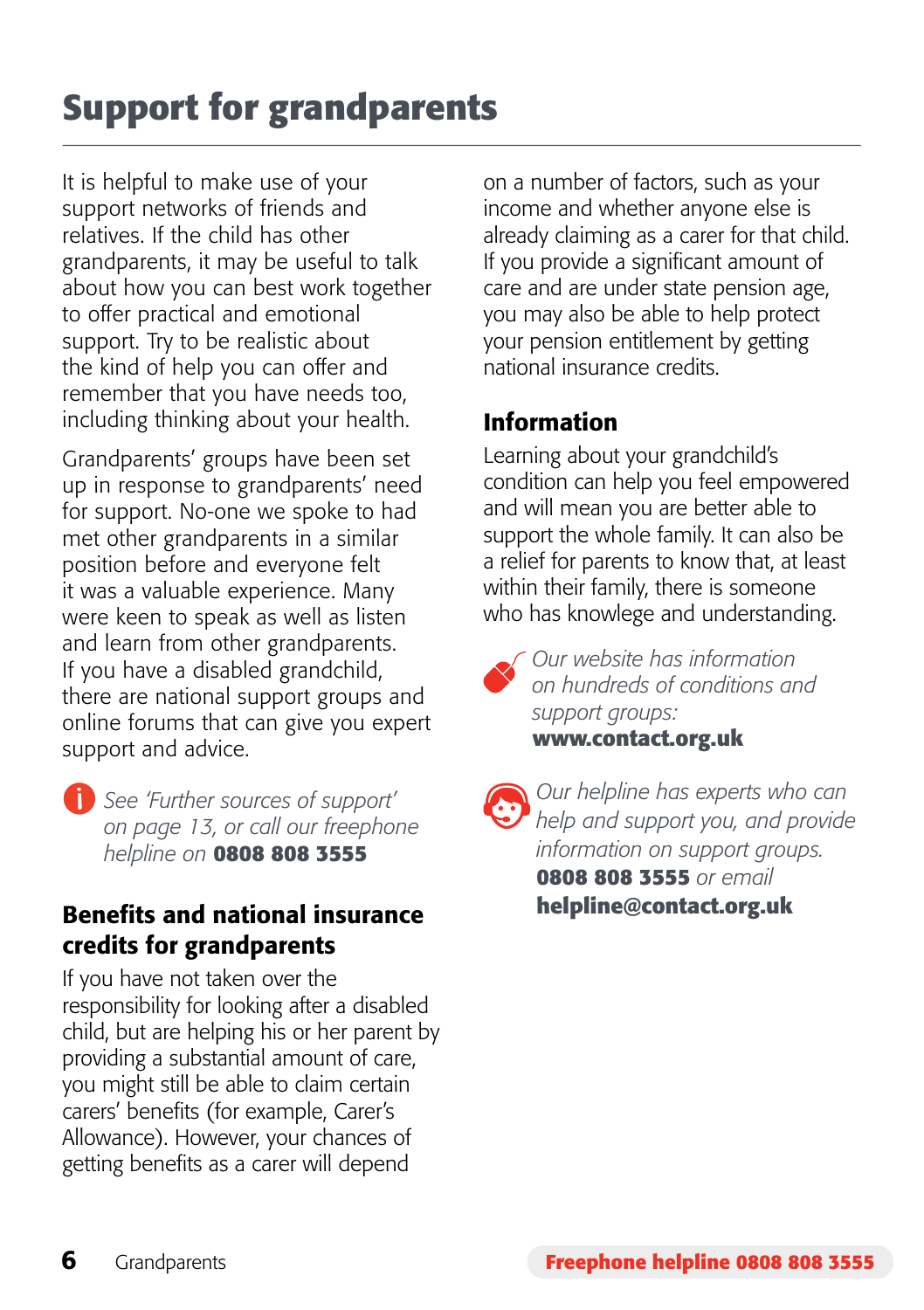# Support for grandparents

It is helpful to make use of your support networks of friends and relatives. If the child has other grandparents, it may be useful to talk about how you can best work together to offer practical and emotional support. Try to be realistic about the kind of help you can offer and remember that you have needs too, including thinking about your health.

Grandparents' groups have been set up in response to grandparents' need for support. No-one we spoke to had met other grandparents in a similar position before and everyone felt it was a valuable experience. Many were keen to speak as well as listen and learn from other grandparents. If you have a disabled grandchild, there are national support groups and online forums that can give you expert support and advice.

*See 'Further sources of support' on page 13, or call our freephone helpline on* **0808 808 3555**

## Benefits and national insurance credits for grandparents

If you have not taken over the responsibility for looking after a disabled child, but are helping his or her parent by providing a substantial amount of care, you might still be able to claim certain carers' benefits (for example, Carer's Allowance). However, your chances of getting benefits as a carer will depend on a number of factors, such as your income and whether anyone else is already claiming as a carer for that child. If you provide a significant amount of care and are under state pension age, you may also be able to help protect your pension entitlement by getting national insurance credits.

## Information

Learning about your grandchild's condition can help you feel empowered and will mean you are better able to support the whole family. It can also be a relief for parents to know that, at least within their family, there is someone who has knowlege and understanding.

*Our website has information on hundreds of conditions and support groups:* **www.contact.org.uk**

*Our helpline has experts who can help and support you, and provide information on support groups.* **0808 808 3555** *or email* **helpline@contact.org.uk**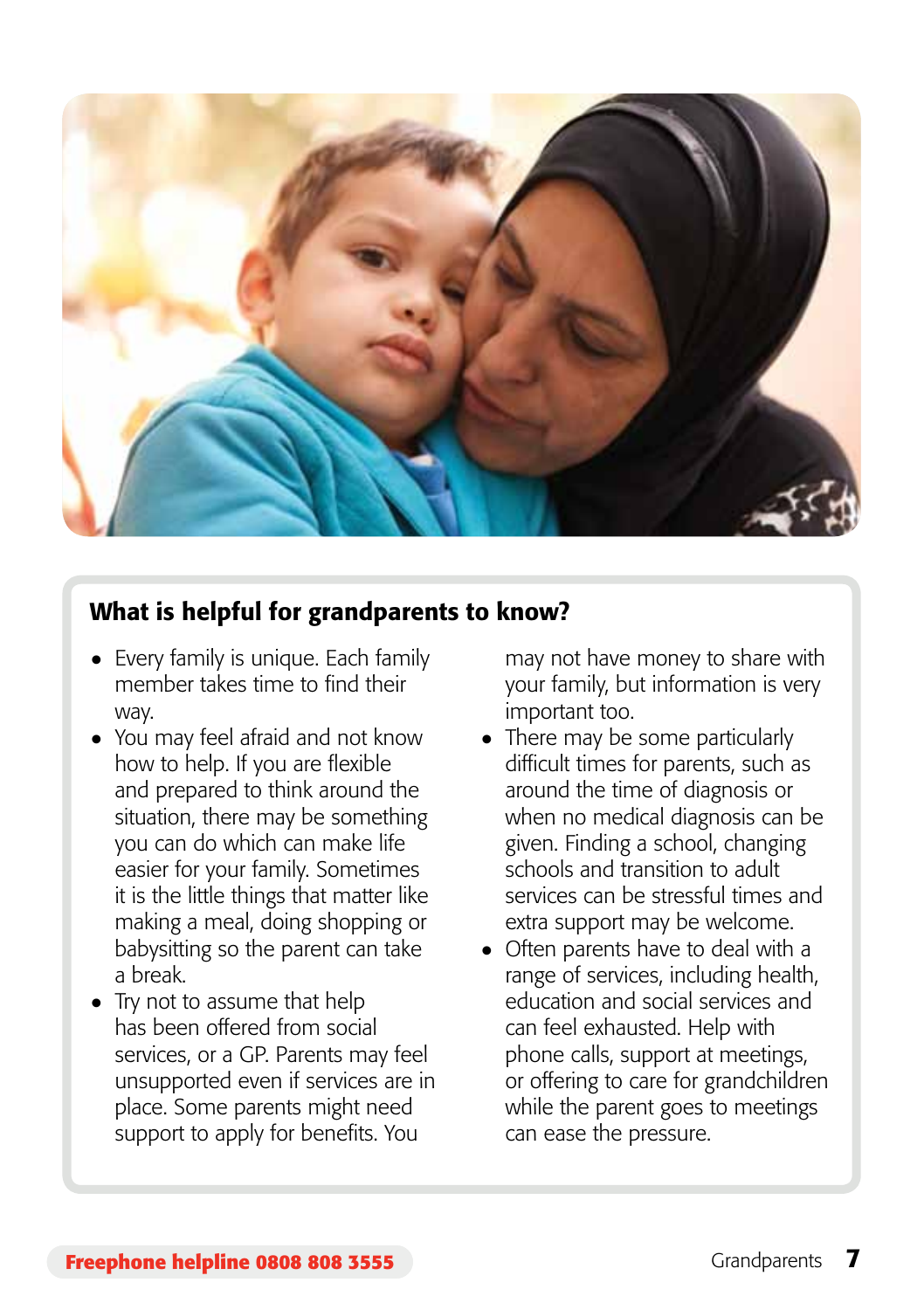## What is helpful for grandparents to know?

- Every family is unique. Each family member takes time to find their way.
- You may feel afraid and not know how to help. If you are flexible and prepared to think around the situation, there may be something you can do which can make life easier for your family. Sometimes it is the little things that matter like making a meal, doing shopping or babysitting so the parent can take a break.
- Try not to assume that help has been offered from social services, or a GP. Parents may feel unsupported even if services are in place. Some parents might need support to apply for benefits. You may not have money to share with your family, but information is very important too.
- There may be some particularly difficult times for parents, such as around the time of diagnosis or when no medical diagnosis can be given. Finding a school, changing schools and transition to adult services can be stressful times and extra support may be welcome.
- Often parents have to deal with a range of services, including health, education and social services and can feel exhausted. Help with phone calls, support at meetings, or offering to care for grandchildren while the parent goes to meetings can ease the pressure.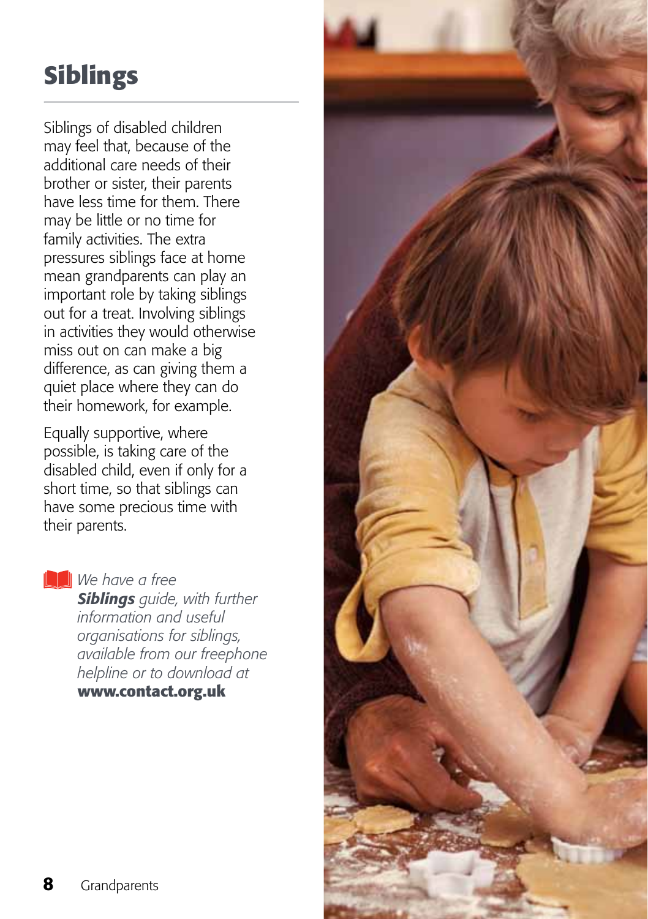# Siblings

Siblings of disabled children may feel that, because of the additional care needs of their brother or sister, their parents have less time for them. There may be little or no time for family activities. The extra pressures siblings face at home mean grandparents can play an important role by taking siblings out for a treat. Involving siblings in activities they would otherwise miss out on can make a big difference, as can giving them a quiet place where they can do their homework, for example.

Equally supportive, where possible, is taking care of the disabled child, even if only for a short time, so that siblings can have some precious time with their parents.

*We have a free* ***Siblings*** *guide, with further information and useful organisations for siblings, available from our freephone helpline or to download at* **www.contact.org.uk**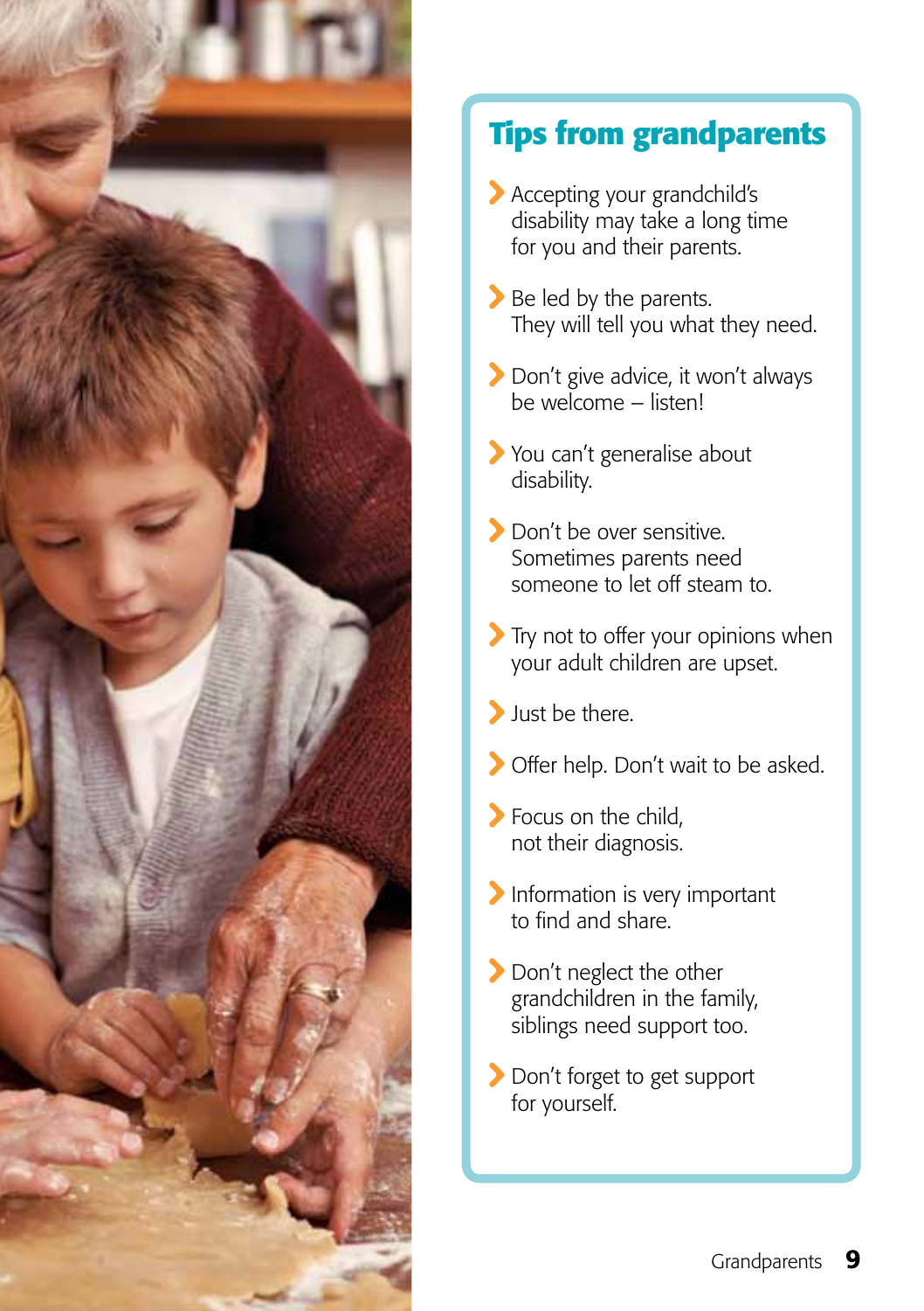## Tips from grandparents

- Accepting your grandchild's disability may take a long time for you and their parents.
- Be led by the parents. They will tell you what they need.
- Don't give advice, it won't always be welcome – listen!
- You can't generalise about disability.
- Don't be over sensitive. Sometimes parents need someone to let off steam to.
- Try not to offer your opinions when your adult children are upset.
- Just be there.
- Offer help. Don't wait to be asked.
- Focus on the child, not their diagnosis.
- Information is very important to find and share.
- Don't neglect the other grandchildren in the family, siblings need support too.
- Don't forget to get support for yourself.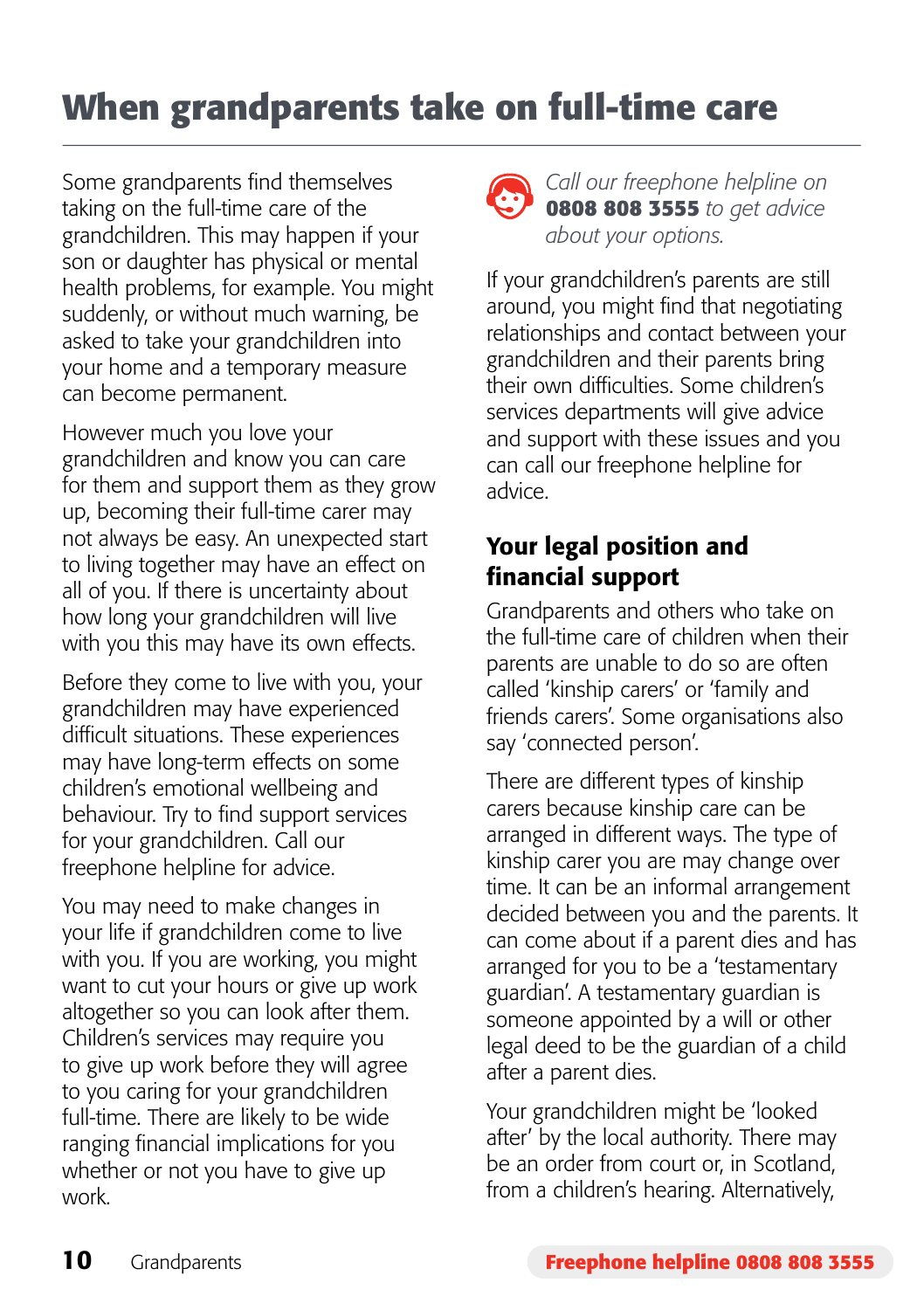# When grandparents take on full-time care

Some grandparents find themselves taking on the full-time care of the grandchildren. This may happen if your son or daughter has physical or mental health problems, for example. You might suddenly, or without much warning, be asked to take your grandchildren into your home and a temporary measure can become permanent.

However much you love your grandchildren and know you can care for them and support them as they grow up, becoming their full-time carer may not always be easy. An unexpected start to living together may have an effect on all of you. If there is uncertainty about how long your grandchildren will live with you this may have its own effects.

Before they come to live with you, your grandchildren may have experienced difficult situations. These experiences may have long-term effects on some children's emotional wellbeing and behaviour. Try to find support services for your grandchildren. Call our freephone helpline for advice.

You may need to make changes in your life if grandchildren come to live with you. If you are working, you might want to cut your hours or give up work altogether so you can look after them. Children's services may require you to give up work before they will agree to you caring for your grandchildren full-time. There are likely to be wide ranging financial implications for you whether or not you have to give up work.

*Call our freephone helpline on* **0808 808 3555** *to get advice about your options.*

If your grandchildren's parents are still around, you might find that negotiating relationships and contact between your grandchildren and their parents bring their own difficulties. Some children's services departments will give advice and support with these issues and you can call our freephone helpline for advice.

## Your legal position and financial support

Grandparents and others who take on the full-time care of children when their parents are unable to do so are often called 'kinship carers' or 'family and friends carers'. Some organisations also say 'connected person'.

There are different types of kinship carers because kinship care can be arranged in different ways. The type of kinship carer you are may change over time. It can be an informal arrangement decided between you and the parents. It can come about if a parent dies and has arranged for you to be a 'testamentary guardian'. A testamentary guardian is someone appointed by a will or other legal deed to be the guardian of a child after a parent dies.

Your grandchildren might be 'looked after' by the local authority. There may be an order from court or, in Scotland, from a children's hearing. Alternatively,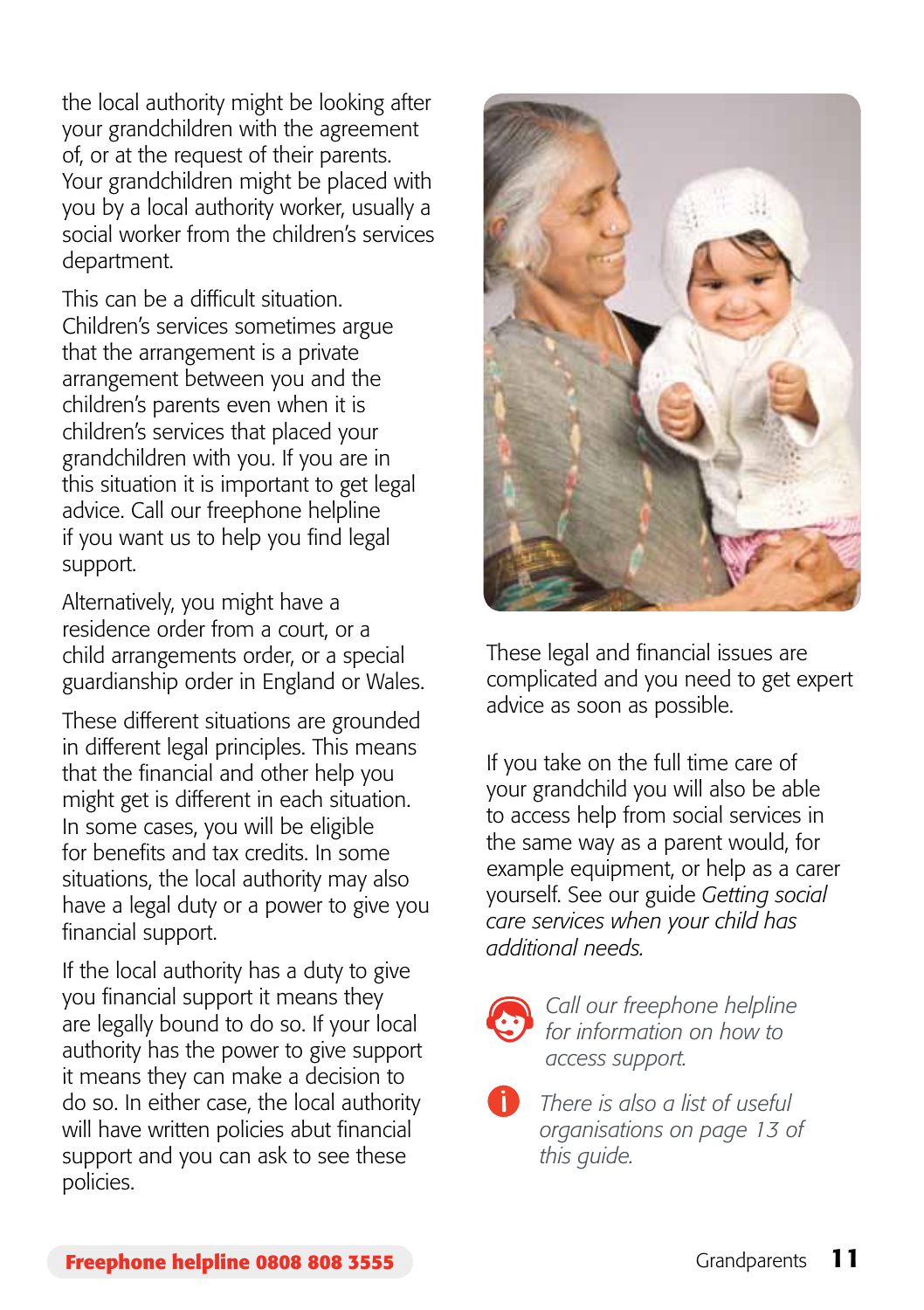the local authority might be looking after your grandchildren with the agreement of, or at the request of their parents. Your grandchildren might be placed with you by a local authority worker, usually a social worker from the children's services department.

This can be a difficult situation. Children's services sometimes argue that the arrangement is a private arrangement between you and the children's parents even when it is children's services that placed your grandchildren with you. If you are in this situation it is important to get legal advice. Call our freephone helpline if you want us to help you find legal support.

Alternatively, you might have a residence order from a court, or a child arrangements order, or a special guardianship order in England or Wales.

These different situations are grounded in different legal principles. This means that the financial and other help you might get is different in each situation. In some cases, you will be eligible for benefits and tax credits. In some situations, the local authority may also have a legal duty or a power to give you financial support.

If the local authority has a duty to give you financial support it means they are legally bound to do so. If your local authority has the power to give support it means they can make a decision to do so. In either case, the local authority will have written policies abut financial support and you can ask to see these policies.

These legal and financial issues are complicated and you need to get expert advice as soon as possible.

If you take on the full time care of your grandchild you will also be able to access help from social services in the same way as a parent would, for example equipment, or help as a carer yourself. See our guide *Getting social care services when your child has additional needs*.

*Call our freephone helpline for information on how to access support.*

*There is also a list of useful organisations on page 13 of this guide.*

**Freephone helpline 0808 808 3555**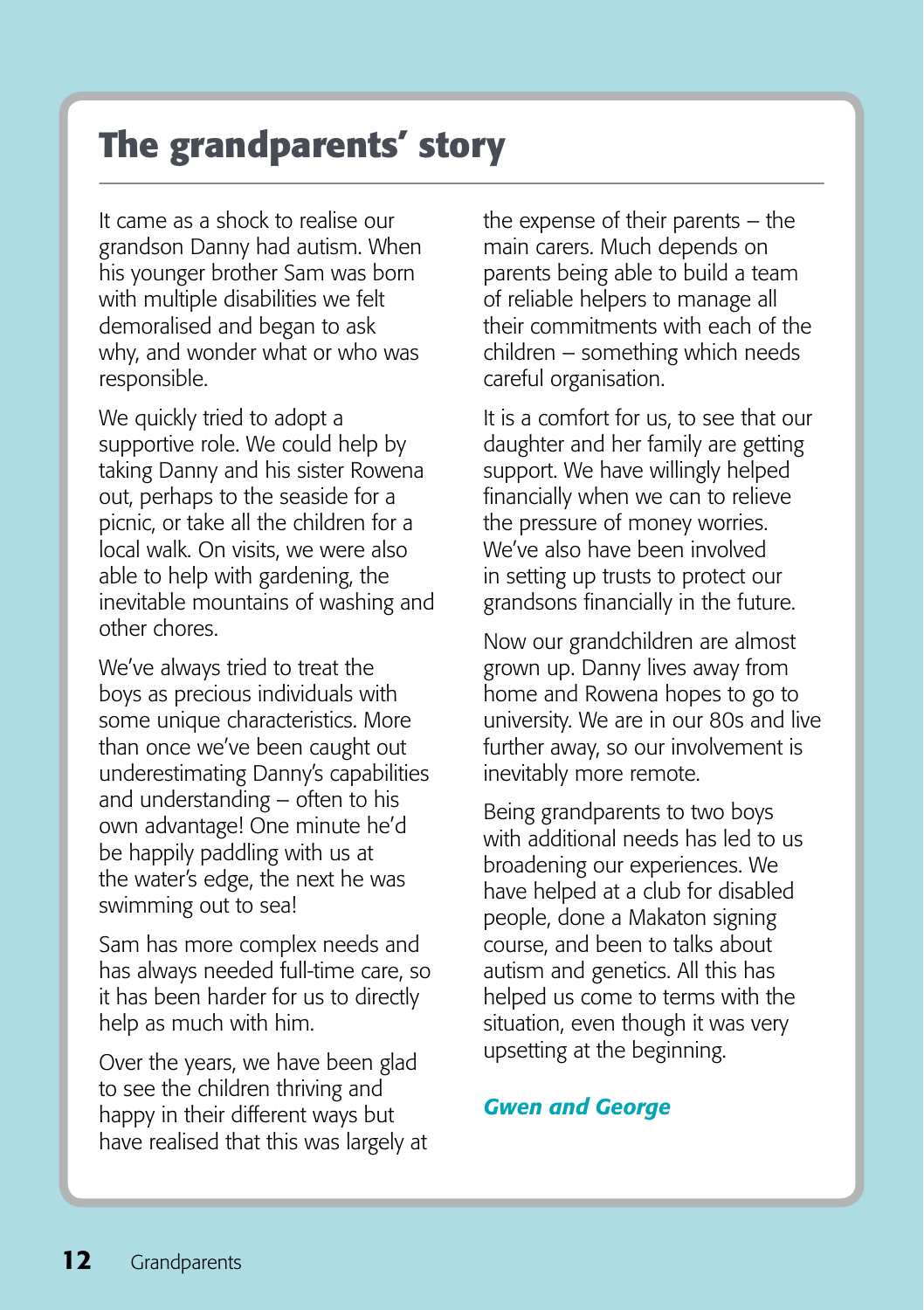# The grandparents' story

It came as a shock to realise our grandson Danny had autism. When his younger brother Sam was born with multiple disabilities we felt demoralised and began to ask why, and wonder what or who was responsible.

We quickly tried to adopt a supportive role. We could help by taking Danny and his sister Rowena out, perhaps to the seaside for a picnic, or take all the children for a local walk. On visits, we were also able to help with gardening, the inevitable mountains of washing and other chores.

We've always tried to treat the boys as precious individuals with some unique characteristics. More than once we've been caught out underestimating Danny's capabilities and understanding – often to his own advantage! One minute he'd be happily paddling with us at the water's edge, the next he was swimming out to sea!

Sam has more complex needs and has always needed full-time care, so it has been harder for us to directly help as much with him.

Over the years, we have been glad to see the children thriving and happy in their different ways but have realised that this was largely at the expense of their parents – the main carers. Much depends on parents being able to build a team of reliable helpers to manage all their commitments with each of the children – something which needs careful organisation.

It is a comfort for us, to see that our daughter and her family are getting support. We have willingly helped financially when we can to relieve the pressure of money worries. We've also have been involved in setting up trusts to protect our grandsons financially in the future.

Now our grandchildren are almost grown up. Danny lives away from home and Rowena hopes to go to university. We are in our 80s and live further away, so our involvement is inevitably more remote.

Being grandparents to two boys with additional needs has led to us broadening our experiences. We have helped at a club for disabled people, done a Makaton signing course, and been to talks about autism and genetics. All this has helped us come to terms with the situation, even though it was very upsetting at the beginning.

***Gwen and George***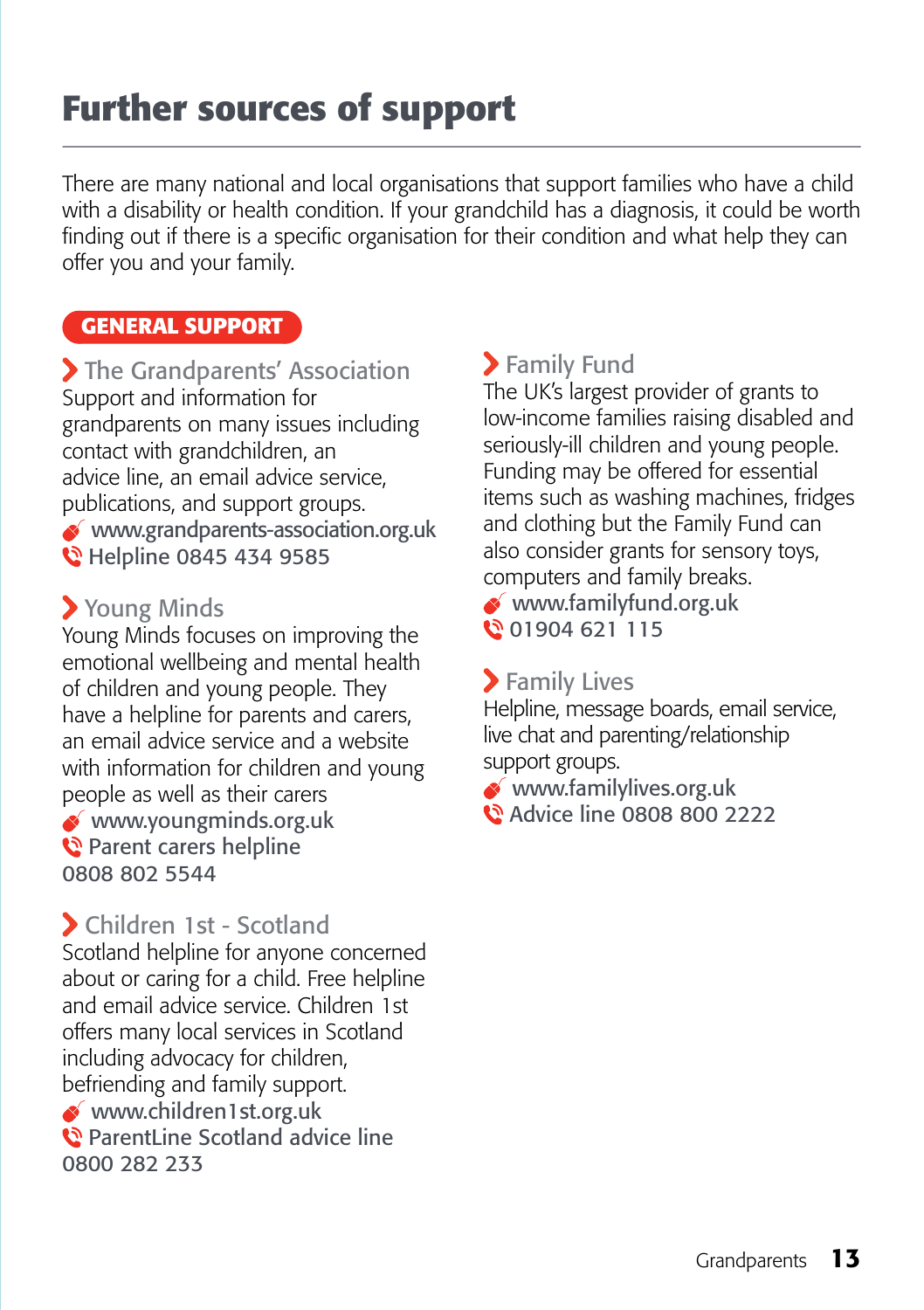# Further sources of support

There are many national and local organisations that support families who have a child with a disability or health condition. If your grandchild has a diagnosis, it could be worth finding out if there is a specific organisation for their condition and what help they can offer you and your family.

## GENERAL SUPPORT

### The Grandparents' Association

Support and information for grandparents on many issues including contact with grandchildren, an advice line, an email advice service, publications, and support groups.

www.grandparents-association.org.uk

Helpline 0845 434 9585

### Young Minds

Young Minds focuses on improving the emotional wellbeing and mental health of children and young people. They have a helpline for parents and carers, an email advice service and a website with information for children and young people as well as their carers

www.youngminds.org.uk

Parent carers helpline 0808 802 5544

### Children 1st - Scotland

Scotland helpline for anyone concerned about or caring for a child. Free helpline and email advice service. Children 1st offers many local services in Scotland including advocacy for children, befriending and family support.

www.children1st.org.uk

ParentLine Scotland advice line 0800 282 233

### Family Fund

The UK's largest provider of grants to low-income families raising disabled and seriously-ill children and young people. Funding may be offered for essential items such as washing machines, fridges and clothing but the Family Fund can also consider grants for sensory toys, computers and family breaks.

www.familyfund.org.uk

01904 621 115

### Family Lives

Helpline, message boards, email service, live chat and parenting/relationship support groups.

www.familylives.org.uk

Advice line 0808 800 2222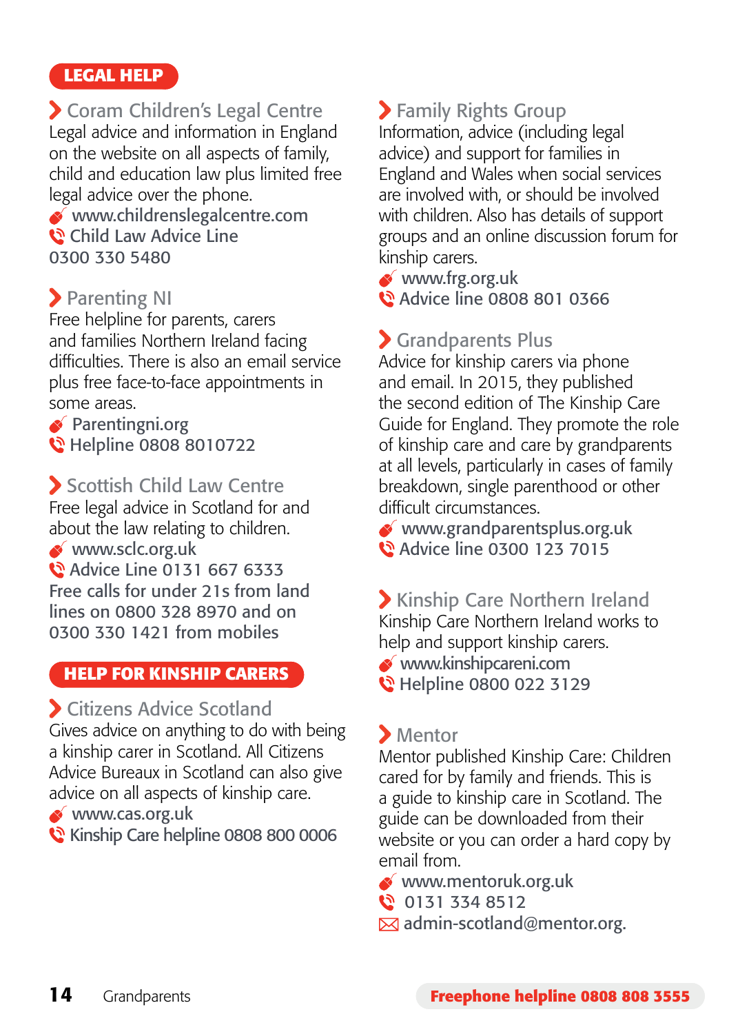## LEGAL HELP

### Coram Children's Legal Centre

Legal advice and information in England on the website on all aspects of family, child and education law plus limited free legal advice over the phone.

www.childrenslegalcentre.com
Child Law Advice Line
0300 330 5480

### Parenting NI

Free helpline for parents, carers and families Northern Ireland facing difficulties. There is also an email service plus free face-to-face appointments in some areas.

Parentingni.org
Helpline 0808 8010722

### Scottish Child Law Centre

Free legal advice in Scotland for and about the law relating to children.

www.sclc.org.uk
Advice Line 0131 667 6333
Free calls for under 21s from land lines on 0800 328 8970 and on 0300 330 1421 from mobiles

## HELP FOR KINSHIP CARERS

### Citizens Advice Scotland

Gives advice on anything to do with being a kinship carer in Scotland. All Citizens Advice Bureaux in Scotland can also give advice on all aspects of kinship care.

www.cas.org.uk
Kinship Care helpline 0808 800 0006

### Family Rights Group

Information, advice (including legal advice) and support for families in England and Wales when social services are involved with, or should be involved with children. Also has details of support groups and an online discussion forum for kinship carers.

www.frg.org.uk
Advice line 0808 801 0366

### Grandparents Plus

Advice for kinship carers via phone and email. In 2015, they published the second edition of The Kinship Care Guide for England. They promote the role of kinship care and care by grandparents at all levels, particularly in cases of family breakdown, single parenthood or other difficult circumstances.

www.grandparentsplus.org.uk
Advice line 0300 123 7015

### Kinship Care Northern Ireland

Kinship Care Northern Ireland works to help and support kinship carers.

www.kinshipcareni.com
Helpline 0800 022 3129

### Mentor

Mentor published Kinship Care: Children cared for by family and friends. This is a guide to kinship care in Scotland. The guide can be downloaded from their website or you can order a hard copy by email from.

www.mentoruk.org.uk
0131 334 8512
admin-scotland@mentor.org.

**Freephone helpline 0808 808 3555**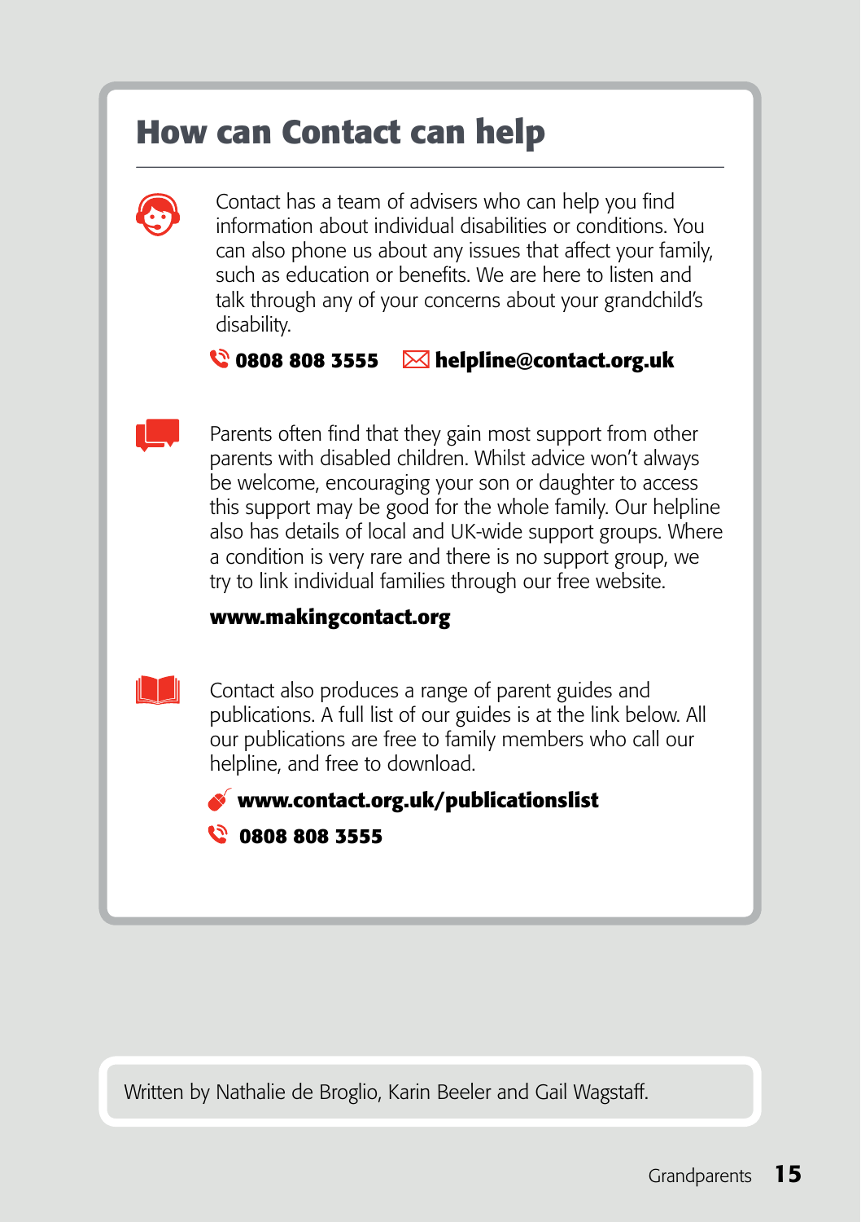## How can Contact can help

Contact has a team of advisers who can help you find information about individual disabilities or conditions. You can also phone us about any issues that affect your family, such as education or benefits. We are here to listen and talk through any of your concerns about your grandchild's disability.

**0808 808 3555** **helpline@contact.org.uk**

Parents often find that they gain most support from other parents with disabled children. Whilst advice won't always be welcome, encouraging your son or daughter to access this support may be good for the whole family. Our helpline also has details of local and UK-wide support groups. Where a condition is very rare and there is no support group, we try to link individual families through our free website.

**www.makingcontact.org**

Contact also produces a range of parent guides and publications. A full list of our guides is at the link below. All our publications are free to family members who call our helpline, and free to download.

**www.contact.org.uk/publicationslist**

**0808 808 3555**

Written by Nathalie de Broglio, Karin Beeler and Gail Wagstaff.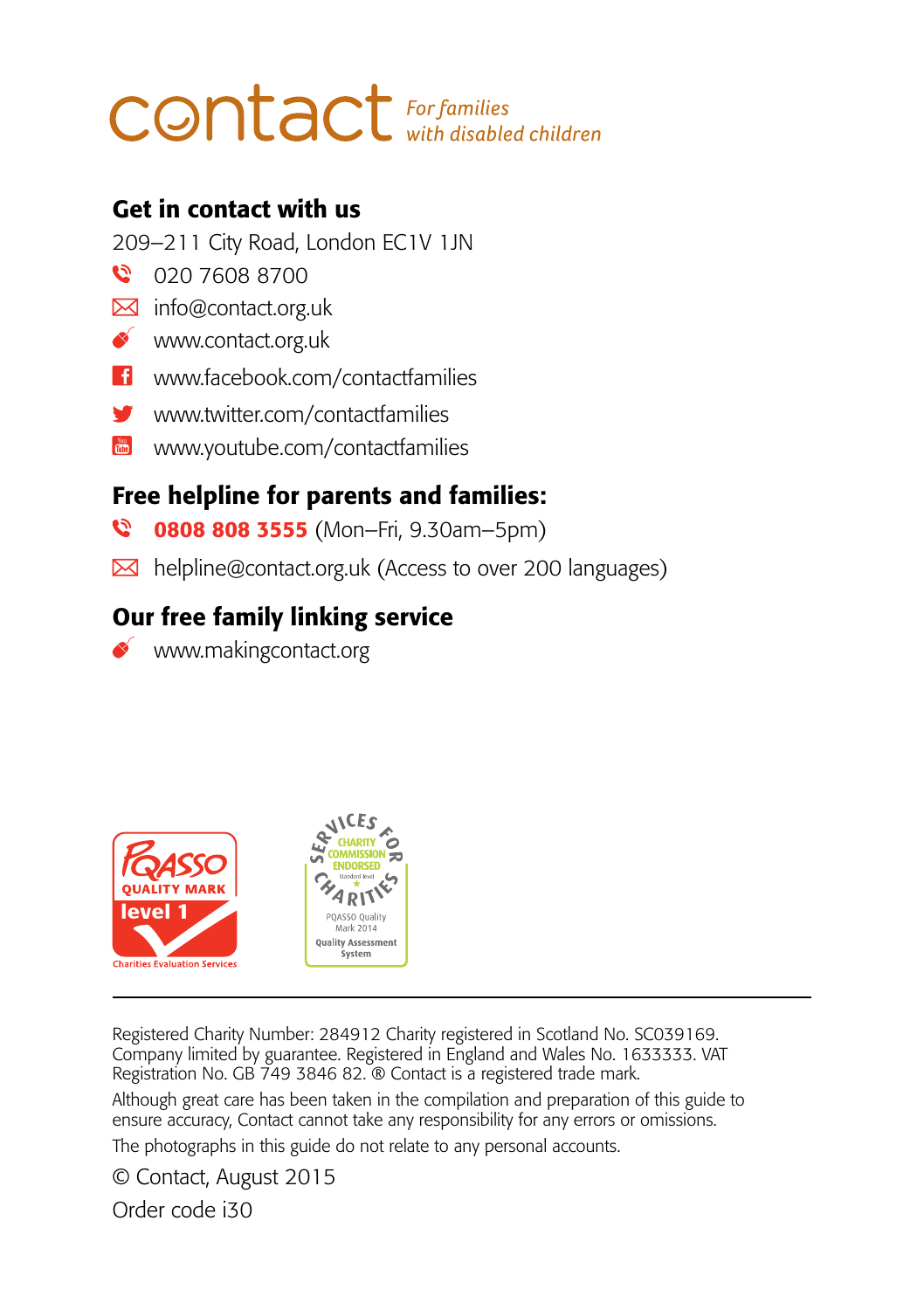contact *For families with disabled children*

## Get in contact with us

209–211 City Road, London EC1V 1JN

020 7608 8700

info@contact.org.uk

www.contact.org.uk

www.facebook.com/contactfamilies

www.twitter.com/contactfamilies

www.youtube.com/contactfamilies

## Free helpline for parents and families:

**0808 808 3555** (Mon–Fri, 9.30am–5pm)

helpline@contact.org.uk (Access to over 200 languages)

## Our free family linking service

www.makingcontact.org

PQASSO QUALITY MARK level 1
Charities Evaluation Services

SERVICES FOR CHARITIES
CHARITY COMMISSION ENDORSED
Standard level
PQASSO Quality Mark 2014
Quality Assessment System

---

Registered Charity Number: 284912 Charity registered in Scotland No. SC039169. Company limited by guarantee. Registered in England and Wales No. 1633333. VAT Registration No. GB 749 3846 82. ® Contact is a registered trade mark.

Although great care has been taken in the compilation and preparation of this guide to ensure accuracy, Contact cannot take any responsibility for any errors or omissions.

The photographs in this guide do not relate to any personal accounts.

© Contact, August 2015

Order code i30